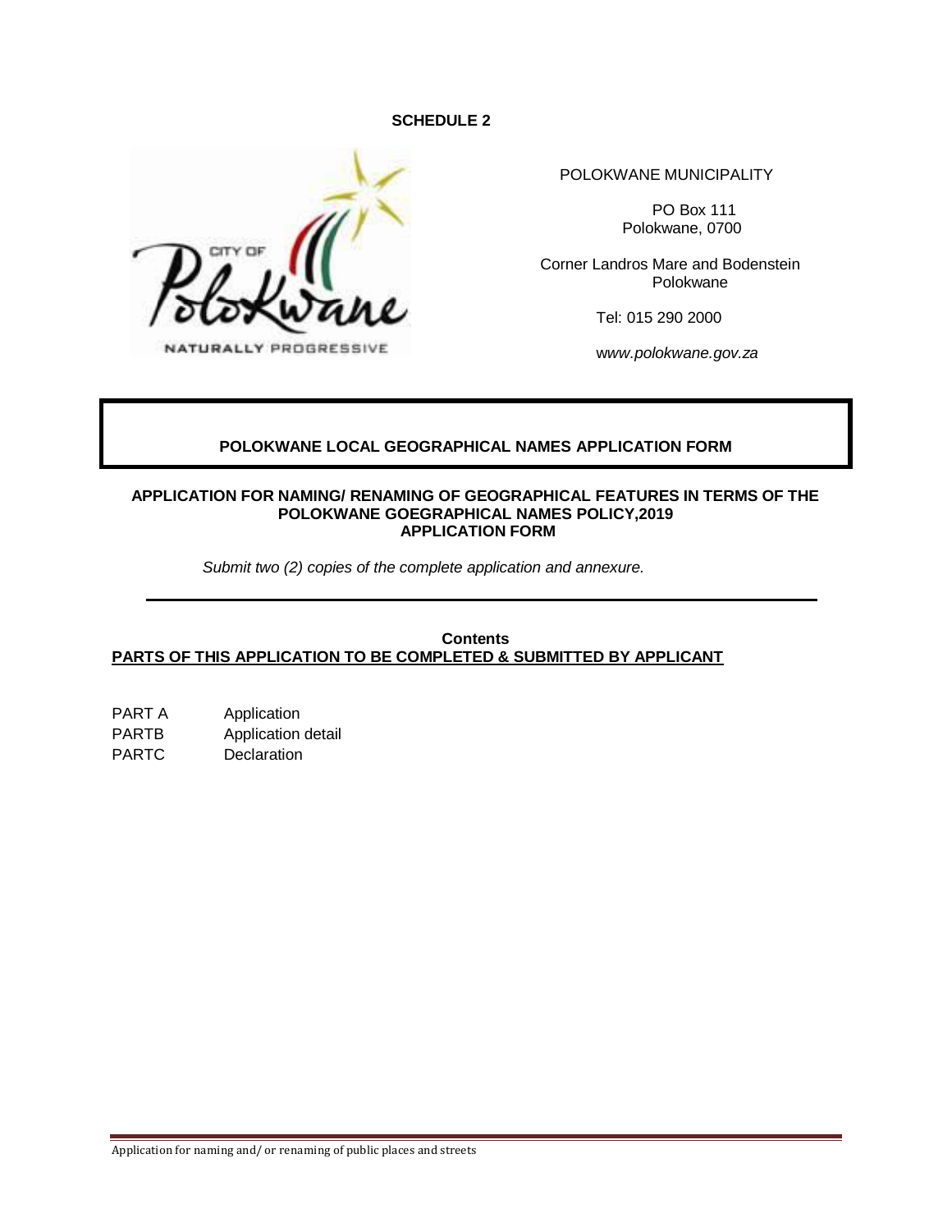**SCHEDULE 2**

POLOKWANE MUNICIPALITY

PO Box 111
Polokwane, 0700

Corner Landros Mare and Bodenstein
Polokwane

Tel: 015 290 2000

*www.polokwane.gov.za*

## POLOKWANE LOCAL GEOGRAPHICAL NAMES APPLICATION FORM

### APPLICATION FOR NAMING/ RENAMING OF GEOGRAPHICAL FEATURES IN TERMS OF THE POLOKWANE GOEGRAPHICAL NAMES POLICY,2019 APPLICATION FORM

*Submit two (2) copies of the complete application and annexure.*

---

**Contents**

**PARTS OF THIS APPLICATION TO BE COMPLETED & SUBMITTED BY APPLICANT**

| | |
|---|---|
| PART A | Application |
| PARTB | Application detail |
| PARTC | Declaration |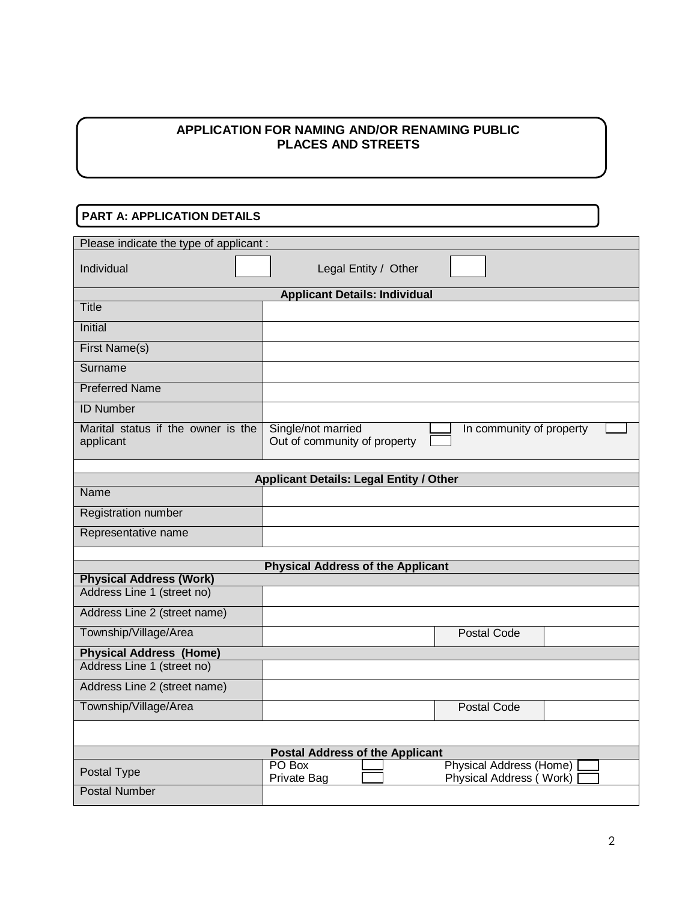# APPLICATION FOR NAMING AND/OR RENAMING PUBLIC PLACES AND STREETS

## PART A: APPLICATION DETAILS

| Please indicate the type of applicant : | | | |
|---|---|---|---|
| Individual ☐ | Legal Entity / Other ☐ | | |
| **Applicant Details: Individual** | | | |
| Title | | | |
| Initial | | | |
| First Name(s) | | | |
| Surname | | | |
| Preferred Name | | | |
| ID Number | | | |
| Marital status if the owner is the applicant | Single/not married ☐<br>Out of community of property ☐ | In community of property ☐ | |
| | | | |
| **Applicant Details: Legal Entity / Other** | | | |
| Name | | | |
| Registration number | | | |
| Representative name | | | |
| | | | |
| **Physical Address of the Applicant** | | | |
| **Physical Address (Work)** | | | |
| Address Line 1 (street no) | | | |
| Address Line 2 (street name) | | | |
| Township/Village/Area | | Postal Code | |
| **Physical Address (Home)** | | | |
| Address Line 1 (street no) | | | |
| Address Line 2 (street name) | | | |
| Township/Village/Area | | Postal Code | |
| | | | |
| **Postal Address of the Applicant** | | | |
| Postal Type | PO Box ☐<br>Private Bag ☐ | Physical Address (Home) ☐<br>Physical Address ( Work) ☐ | |
| Postal Number | | | |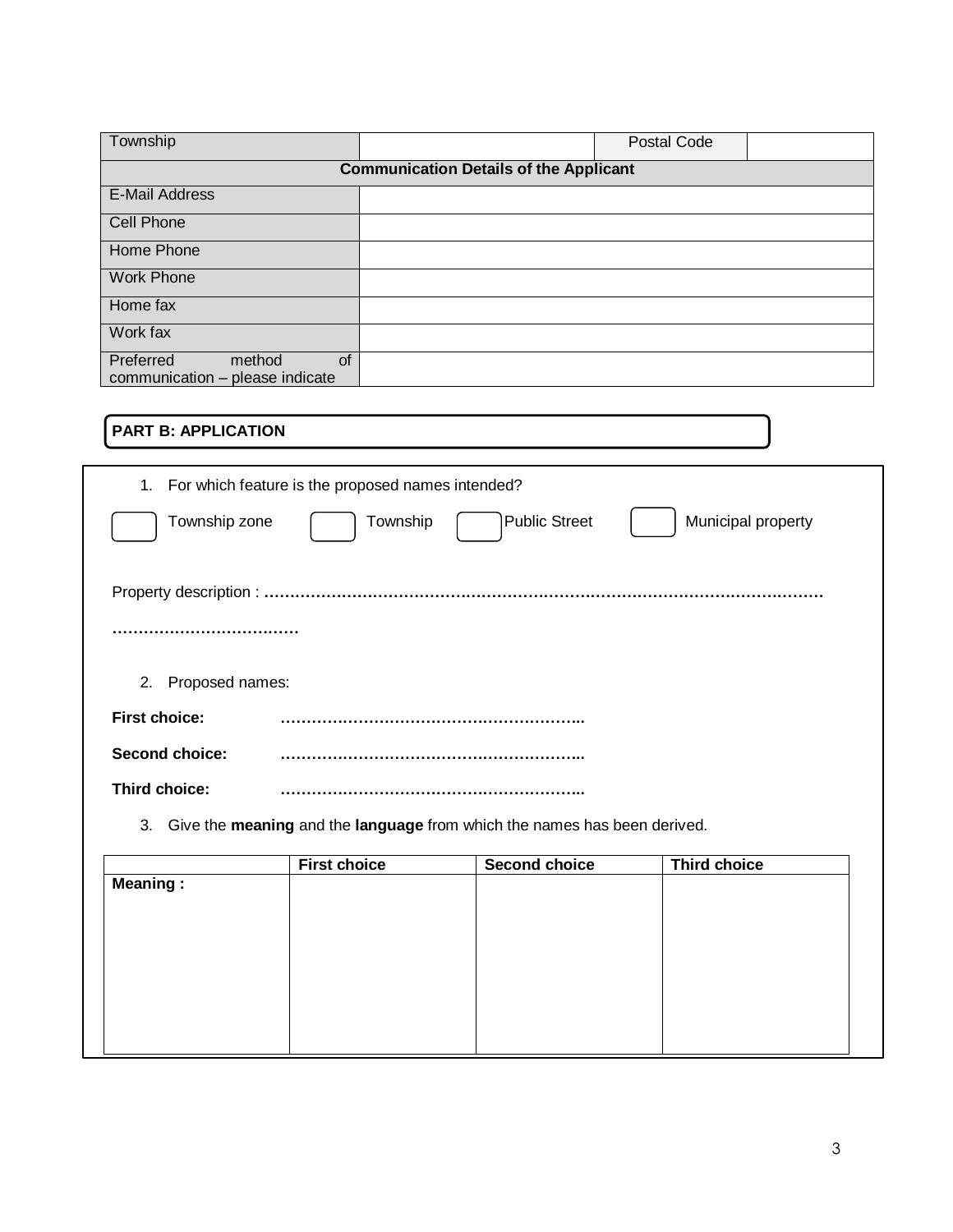| Township | | Postal Code | |
|---|---|---|---|
| **Communication Details of the Applicant** | | | |
| E-Mail Address | | | |
| Cell Phone | | | |
| Home Phone | | | |
| Work Phone | | | |
| Home fax | | | |
| Work fax | | | |
| Preferred method of communication – please indicate | | | |

**PART B: APPLICATION**

1. For which feature is the proposed names intended?

☐ Township zone ☐ Township ☐ Public Street ☐ Municipal property

Property description : ……………………………………………………………………………………………………

………………………………

2. Proposed names:

**First choice:** …………………………………………………..

**Second choice:** …………………………………………………..

**Third choice:** …………………………………………………..

3. Give the **meaning** and the **language** from which the names has been derived.

| | First choice | Second choice | Third choice |
|---|---|---|---|
| **Meaning :** | | | |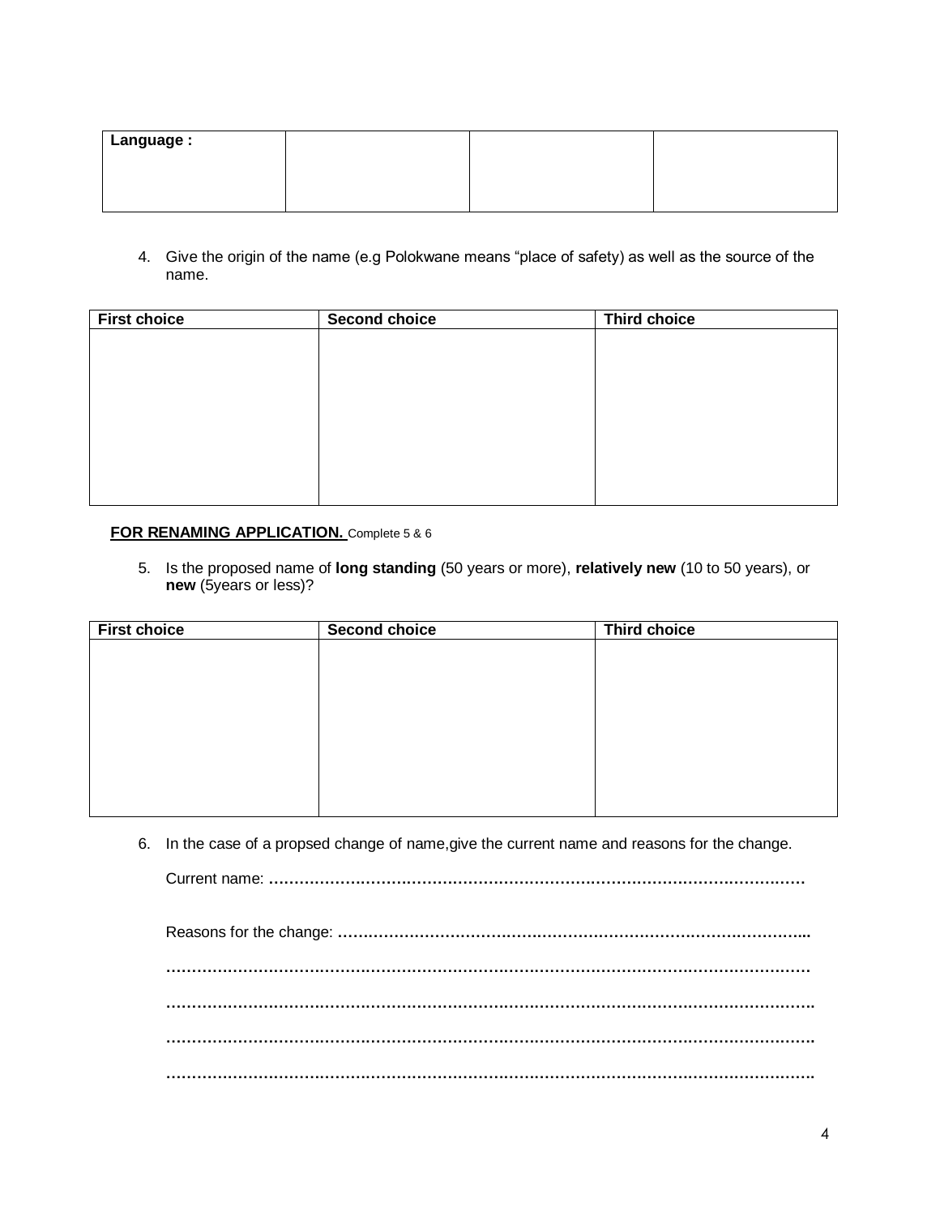| Language : | | | |
|---|---|---|---|
| | | | |

4. Give the origin of the name (e.g Polokwane means "place of safety) as well as the source of the name.

| First choice | Second choice | Third choice |
|---|---|---|
| | | |

**FOR RENAMING APPLICATION.** Complete 5 & 6

5. Is the proposed name of **long standing** (50 years or more), **relatively new** (10 to 50 years), or **new** (5years or less)?

| First choice | Second choice | Third choice |
|---|---|---|
| | | |

6. In the case of a propsed change of name,give the current name and reasons for the change.

   Current name: **…………………………………………………………………………………………**

   Reasons for the change: **………………………………………………………………………………...**

   **……………………………………………………………………………………………………………**

   **…………………………………………………………………………………………………………….**

   **…………………………………………………………………………………………………………….**

   **…………………………………………………………………………………………………………….**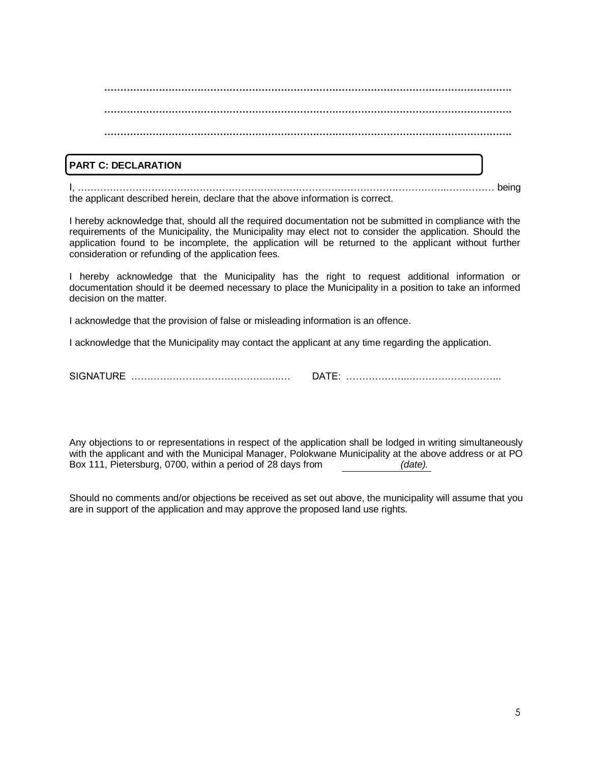…………………………………………………………………………………………………………………….

…………………………………………………………………………………………………………………….

…………………………………………………………………………………………………………………….

**PART C: DECLARATION**

I, ……………………………………………………………………………………………………………………………… being the applicant described herein, declare that the above information is correct.

I hereby acknowledge that, should all the required documentation not be submitted in compliance with the requirements of the Municipality, the Municipality may elect not to consider the application. Should the application found to be incomplete, the application will be returned to the applicant without further consideration or refunding of the application fees.

I hereby acknowledge that the Municipality has the right to request additional information or documentation should it be deemed necessary to place the Municipality in a position to take an informed decision on the matter.

I acknowledge that the provision of false or misleading information is an offence.

I acknowledge that the Municipality may contact the applicant at any time regarding the application.

SIGNATURE …………………………………………… DATE: ……………………………………………..

Any objections to or representations in respect of the application shall be lodged in writing simultaneously with the applicant and with the Municipal Manager, Polokwane Municipality at the above address or at PO Box 111, Pietersburg, 0700, within a period of 28 days from ____________ *(date).*

Should no comments and/or objections be received as set out above, the municipality will assume that you are in support of the application and may approve the proposed land use rights.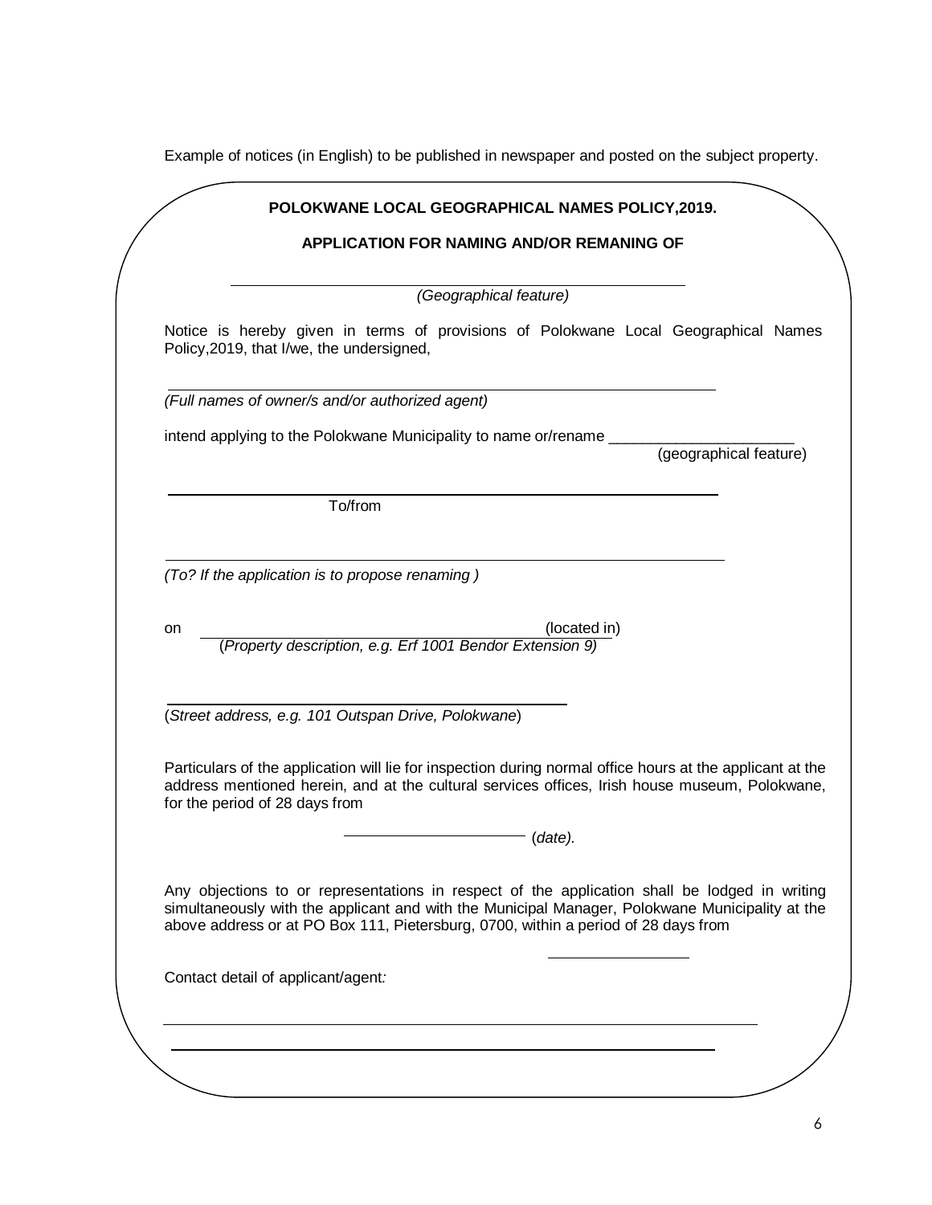Example of notices (in English) to be published in newspaper and posted on the subject property.

**POLOKWANE LOCAL GEOGRAPHICAL NAMES POLICY,2019.**

**APPLICATION FOR NAMING AND/OR REMANING OF**

______________________________________________

*(Geographical feature)*

Notice is hereby given in terms of provisions of Polokwane Local Geographical Names Policy,2019, that I/we, the undersigned,

______________________________________________

*(Full names of owner/s and/or authorized agent)*

intend applying to the Polokwane Municipality to name or/rename ______________________ (geographical feature)

______________________________________________

To/from

______________________________________________

*(To? If the application is to propose renaming )*

on ______________________________________________ (located in)

(*Property description, e.g. Erf 1001 Bendor Extension 9)*

______________________________________________

(*Street address, e.g. 101 Outspan Drive, Polokwane*)

Particulars of the application will lie for inspection during normal office hours at the applicant at the address mentioned herein, and at the cultural services offices, Irish house museum, Polokwane, for the period of 28 days from

______________________ (*date).*

Any objections to or representations in respect of the application shall be lodged in writing simultaneously with the applicant and with the Municipal Manager, Polokwane Municipality at the above address or at PO Box 111, Pietersburg, 0700, within a period of 28 days from ________________

Contact detail of applicant/agent*:*

______________________________________________

______________________________________________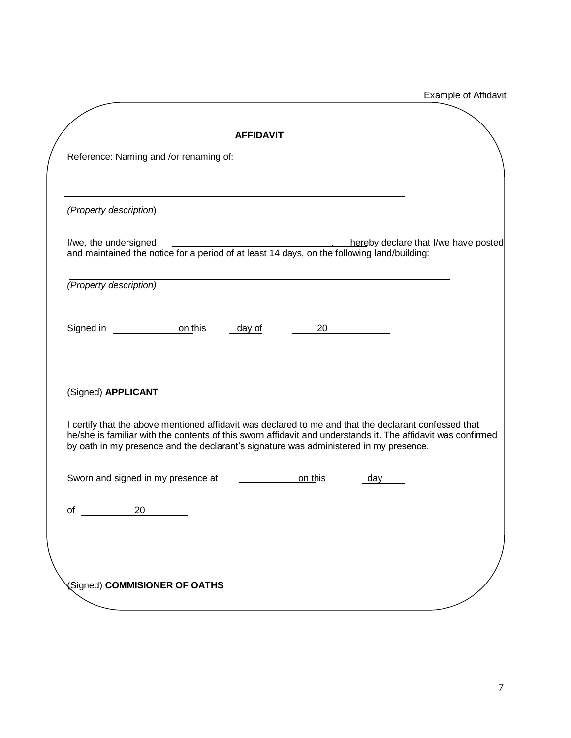Example of Affidavit

**AFFIDAVIT**

Reference: Naming and /or renaming of:

\_\_\_\_\_\_\_\_\_\_\_\_\_\_\_\_\_\_\_\_\_\_\_\_\_\_\_\_\_\_\_\_\_\_\_\_\_\_\_\_\_\_\_\_\_\_\_\_\_\_\_\_\_\_\_\_\_\_\_\_

*(Property description*)

I/we, the undersigned \_\_\_\_\_\_\_\_\_\_\_\_\_\_\_\_\_\_\_\_\_\_\_\_\_\_\_\_\_\_, hereby declare that I/we have posted and maintained the notice for a period of at least 14 days, on the following land/building:

\_\_\_\_\_\_\_\_\_\_\_\_\_\_\_\_\_\_\_\_\_\_\_\_\_\_\_\_\_\_\_\_\_\_\_\_\_\_\_\_\_\_\_\_\_\_\_\_\_\_\_\_\_\_\_\_\_\_\_\_\_\_\_\_\_\_

*(Property description)*

Signed in \_\_\_\_\_\_\_\_\_\_\_\_ on this \_\_\_\_ day of \_\_\_\_\_\_ 20\_\_\_\_\_\_\_\_

\_\_\_\_\_\_\_\_\_\_\_\_\_\_\_\_\_\_\_\_\_\_\_\_\_\_\_\_\_\_\_\_

(Signed) **APPLICANT**

I certify that the above mentioned affidavit was declared to me and that the declarant confessed that he/she is familiar with the contents of this sworn affidavit and understands it. The affidavit was confirmed by oath in my presence and the declarant's signature was administered in my presence.

Sworn and signed in my presence at \_\_\_\_\_\_\_\_\_\_\_\_ on this \_\_\_\_ day \_\_\_\_

of \_\_\_\_\_\_\_\_\_\_ 20\_\_\_\_\_\_\_\_\_\_

\_\_\_\_\_\_\_\_\_\_\_\_\_\_\_\_\_\_\_\_\_\_\_\_\_\_\_\_\_\_\_\_\_\_\_\_\_\_\_\_

(Signed) **COMMISIONER OF OATHS**